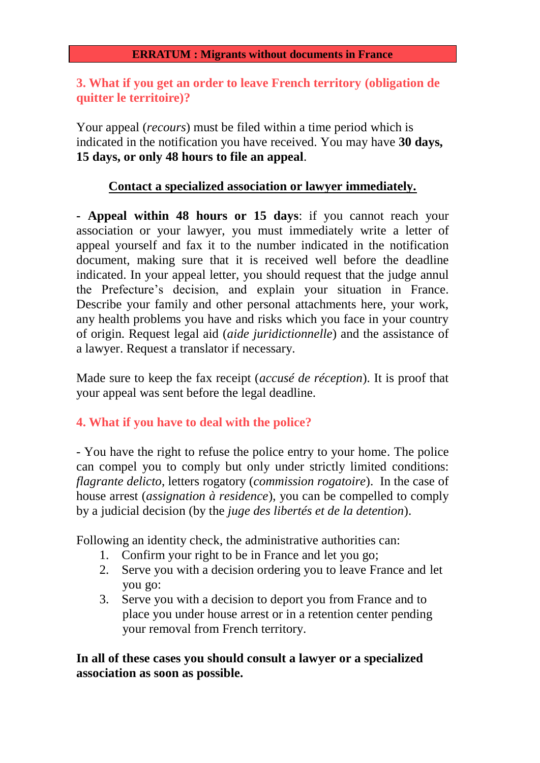**ERRATUM : Migrants without documents in France**

## 3. What if you get an order to leave French territory (obligation de quitter le territoire)?

Your appeal (*recours*) must be filed within a time period which is indicated in the notification you have received. You may have **30 days, 15 days, or only 48 hours to file an appeal**.

**Contact a specialized association or lawyer immediately.**

- **Appeal within 48 hours or 15 days**: if you cannot reach your association or your lawyer, you must immediately write a letter of appeal yourself and fax it to the number indicated in the notification document, making sure that it is received well before the deadline indicated. In your appeal letter, you should request that the judge annul the Prefecture's decision, and explain your situation in France. Describe your family and other personal attachments here, your work, any health problems you have and risks which you face in your country of origin. Request legal aid (*aide juridictionnelle*) and the assistance of a lawyer. Request a translator if necessary.

Made sure to keep the fax receipt (*accusé de réception*). It is proof that your appeal was sent before the legal deadline.

## 4. What if you have to deal with the police?

- You have the right to refuse the police entry to your home. The police can compel you to comply but only under strictly limited conditions: *flagrante delicto*, letters rogatory (*commission rogatoire*). In the case of house arrest (*assignation à residence*), you can be compelled to comply by a judicial decision (by the *juge des libertés et de la detention*).

Following an identity check, the administrative authorities can:

1. Confirm your right to be in France and let you go;
2. Serve you with a decision ordering you to leave France and let you go:
3. Serve you with a decision to deport you from France and to place you under house arrest or in a retention center pending your removal from French territory.

**In all of these cases you should consult a lawyer or a specialized association as soon as possible.**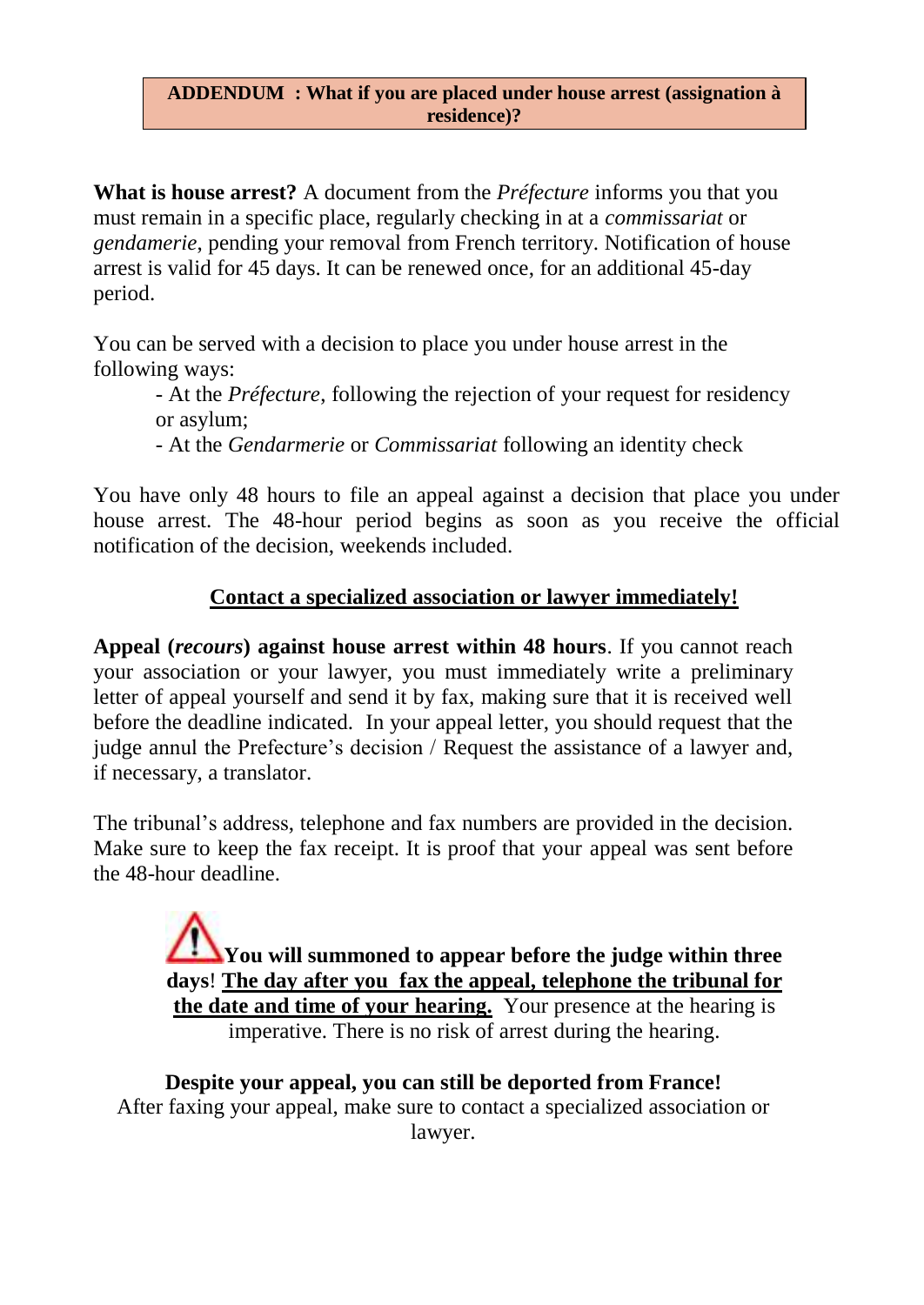**ADDENDUM : What if you are placed under house arrest (assignation à residence)?**

**What is house arrest?** A document from the *Préfecture* informs you that you must remain in a specific place, regularly checking in at a *commissariat* or *gendamerie*, pending your removal from French territory. Notification of house arrest is valid for 45 days. It can be renewed once, for an additional 45-day period.

You can be served with a decision to place you under house arrest in the following ways:

- At the *Préfecture*, following the rejection of your request for residency or asylum;
- At the *Gendarmerie* or *Commissariat* following an identity check

You have only 48 hours to file an appeal against a decision that place you under house arrest. The 48-hour period begins as soon as you receive the official notification of the decision, weekends included.

**Contact a specialized association or lawyer immediately!**

**Appeal (*recours*) against house arrest within 48 hours**. If you cannot reach your association or your lawyer, you must immediately write a preliminary letter of appeal yourself and send it by fax, making sure that it is received well before the deadline indicated. In your appeal letter, you should request that the judge annul the Prefecture's decision / Request the assistance of a lawyer and, if necessary, a translator.

The tribunal's address, telephone and fax numbers are provided in the decision. Make sure to keep the fax receipt. It is proof that your appeal was sent before the 48-hour deadline.

**You will summoned to appear before the judge within three days**! **The day after you fax the appeal, telephone the tribunal for the date and time of your hearing.** Your presence at the hearing is imperative. There is no risk of arrest during the hearing.

**Despite your appeal, you can still be deported from France!**
After faxing your appeal, make sure to contact a specialized association or lawyer.